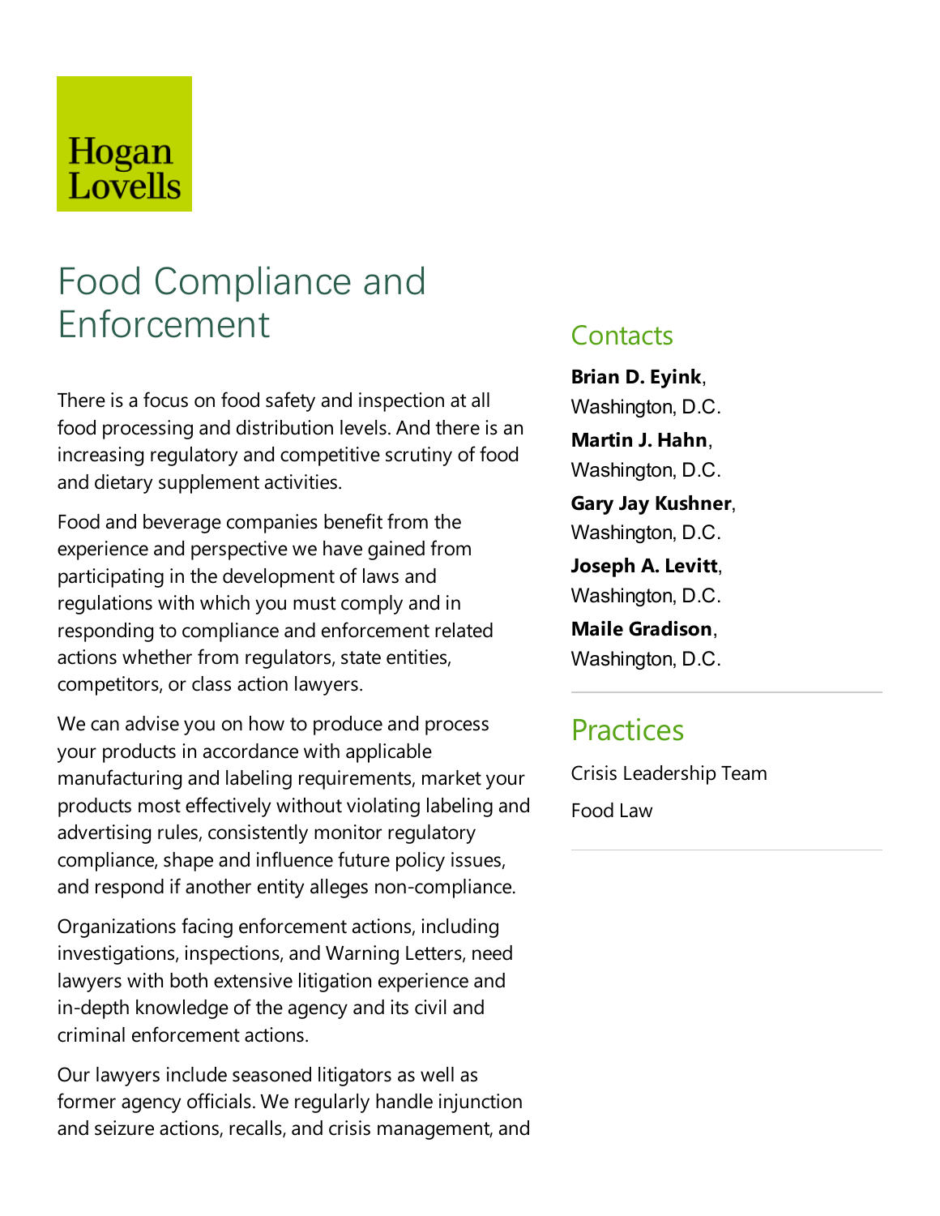Hogan Lovells

# Food Compliance and Enforcement

There is a focus on food safety and inspection at all food processing and distribution levels. And there is an increasing regulatory and competitive scrutiny of food and dietary supplement activities.

Food and beverage companies benefit from the experience and perspective we have gained from participating in the development of laws and regulations with which you must comply and in responding to compliance and enforcement related actions whether from regulators, state entities, competitors, or class action lawyers.

We can advise you on how to produce and process your products in accordance with applicable manufacturing and labeling requirements, market your products most effectively without violating labeling and advertising rules, consistently monitor regulatory compliance, shape and influence future policy issues, and respond if another entity alleges non-compliance.

Organizations facing enforcement actions, including investigations, inspections, and Warning Letters, need lawyers with both extensive litigation experience and in-depth knowledge of the agency and its civil and criminal enforcement actions.

Our lawyers include seasoned litigators as well as former agency officials. We regularly handle injunction and seizure actions, recalls, and crisis management, and

## Contacts

**Brian D. Eyink**, Washington, D.C.

**Martin J. Hahn**, Washington, D.C.

**Gary Jay Kushner**, Washington, D.C.

**Joseph A. Levitt**, Washington, D.C.

**Maile Gradison**, Washington, D.C.

## Practices

Crisis Leadership Team

Food Law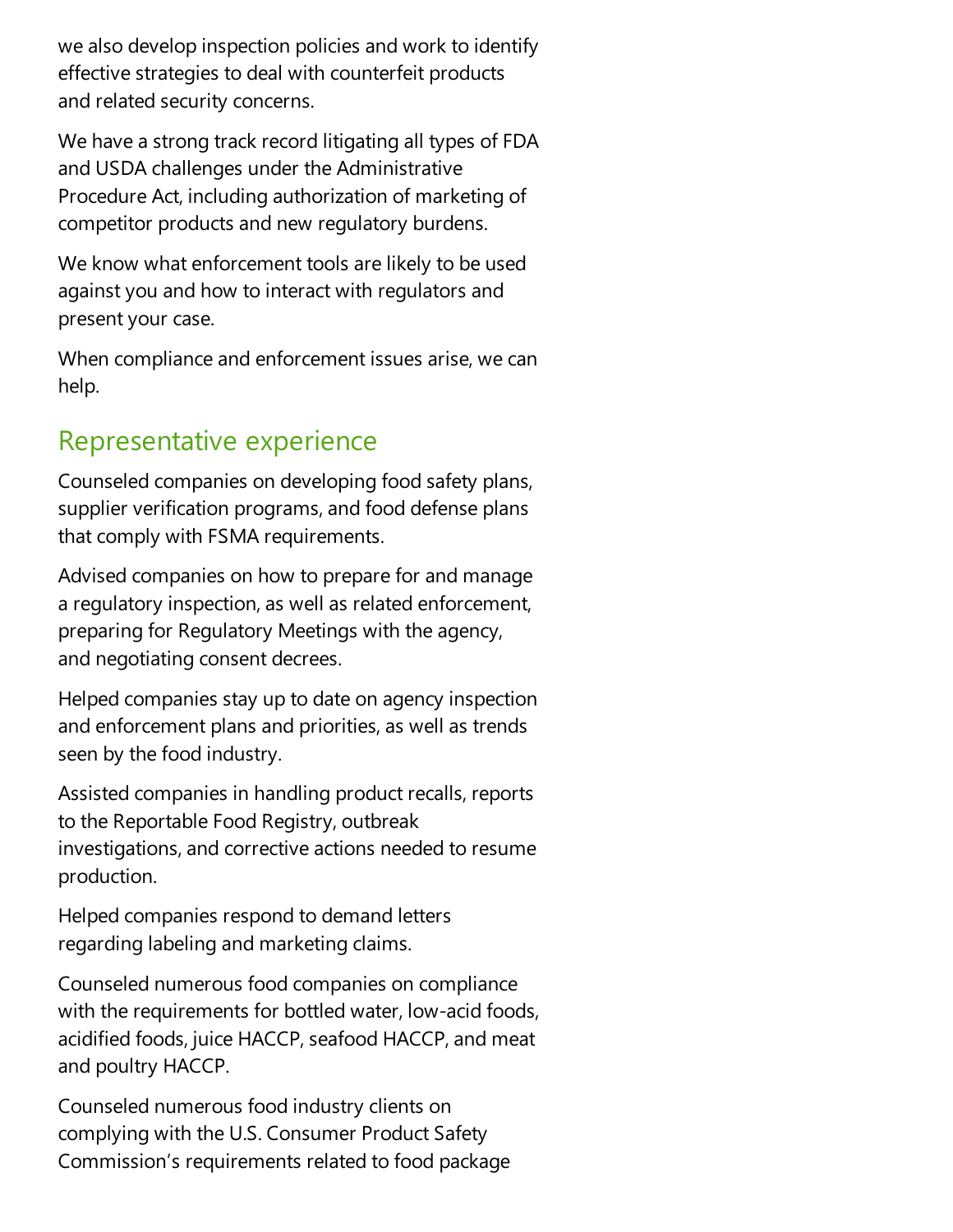we also develop inspection policies and work to identify effective strategies to deal with counterfeit products and related security concerns.

We have a strong track record litigating all types of FDA and USDA challenges under the Administrative Procedure Act, including authorization of marketing of competitor products and new regulatory burdens.

We know what enforcement tools are likely to be used against you and how to interact with regulators and present your case.

When compliance and enforcement issues arise, we can help.

## Representative experience

Counseled companies on developing food safety plans, supplier verification programs, and food defense plans that comply with FSMA requirements.

Advised companies on how to prepare for and manage a regulatory inspection, as well as related enforcement, preparing for Regulatory Meetings with the agency, and negotiating consent decrees.

Helped companies stay up to date on agency inspection and enforcement plans and priorities, as well as trends seen by the food industry.

Assisted companies in handling product recalls, reports to the Reportable Food Registry, outbreak investigations, and corrective actions needed to resume production.

Helped companies respond to demand letters regarding labeling and marketing claims.

Counseled numerous food companies on compliance with the requirements for bottled water, low-acid foods, acidified foods, juice HACCP, seafood HACCP, and meat and poultry HACCP.

Counseled numerous food industry clients on complying with the U.S. Consumer Product Safety Commission's requirements related to food package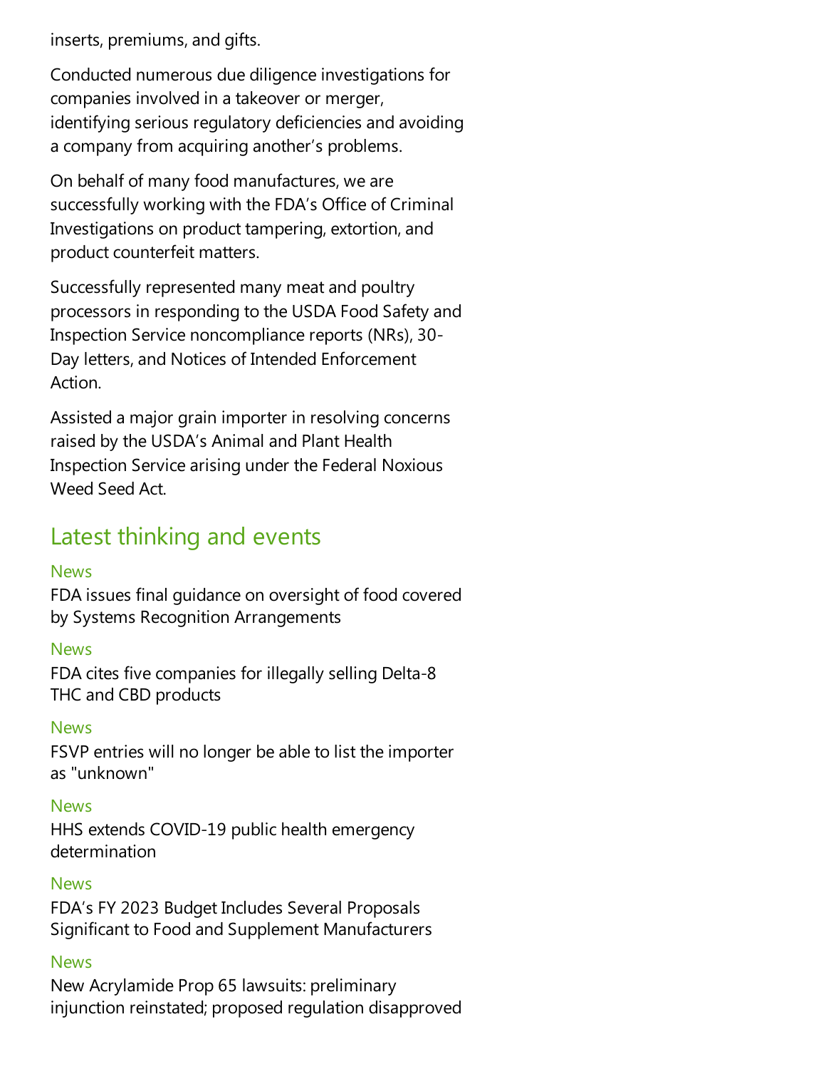inserts, premiums, and gifts.

Conducted numerous due diligence investigations for companies involved in a takeover or merger, identifying serious regulatory deficiencies and avoiding a company from acquiring another's problems.

On behalf of many food manufactures, we are successfully working with the FDA's Office of Criminal Investigations on product tampering, extortion, and product counterfeit matters.

Successfully represented many meat and poultry processors in responding to the USDA Food Safety and Inspection Service noncompliance reports (NRs), 30-Day letters, and Notices of Intended Enforcement Action.

Assisted a major grain importer in resolving concerns raised by the USDA's Animal and Plant Health Inspection Service arising under the Federal Noxious Weed Seed Act.

## Latest thinking and events

News
FDA issues final guidance on oversight of food covered by Systems Recognition Arrangements

News
FDA cites five companies for illegally selling Delta-8 THC and CBD products

News
FSVP entries will no longer be able to list the importer as "unknown"

News
HHS extends COVID-19 public health emergency determination

News
FDA's FY 2023 Budget Includes Several Proposals Significant to Food and Supplement Manufacturers

News
New Acrylamide Prop 65 lawsuits: preliminary injunction reinstated; proposed regulation disapproved